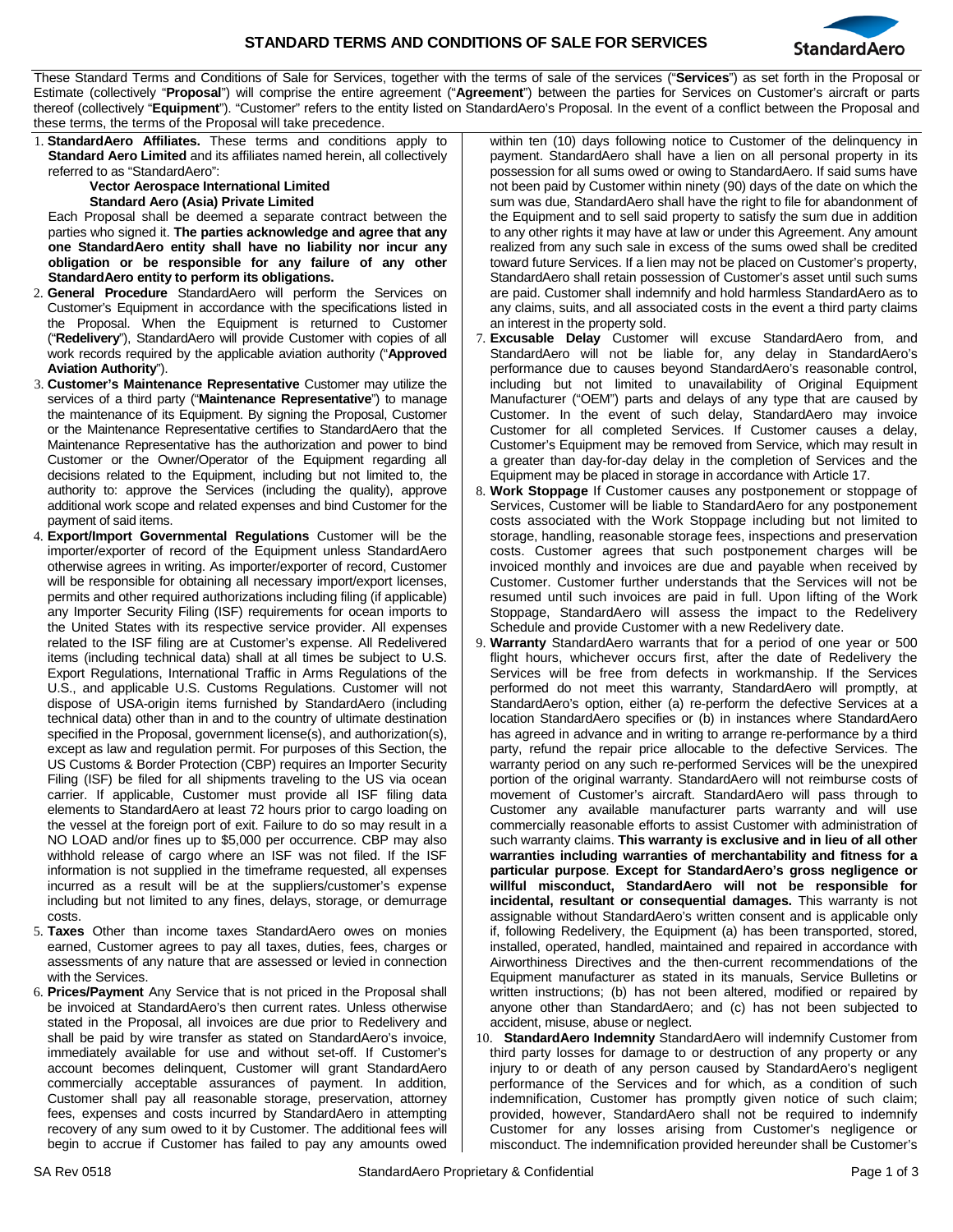# STANDARD TERMS AND CONDITIONS OF SALE FOR SERVICES

These Standard Terms and Conditions of Sale for Services, together with the terms of sale of the services ("**Services**") as set forth in the Proposal or Estimate (collectively "**Proposal**") will comprise the entire agreement ("**Agreement**") between the parties for Services on Customer's aircraft or parts thereof (collectively "**Equipment**"). "Customer" refers to the entity listed on StandardAero's Proposal. In the event of a conflict between the Proposal and these terms, the terms of the Proposal will take precedence.

1. **StandardAero Affiliates.** These terms and conditions apply to **Standard Aero Limited** and its affiliates named herein, all collectively referred to as "StandardAero":

   **Vector Aerospace International Limited**
   **Standard Aero (Asia) Private Limited**

   Each Proposal shall be deemed a separate contract between the parties who signed it. **The parties acknowledge and agree that any one StandardAero entity shall have no liability nor incur any obligation or be responsible for any failure of any other StandardAero entity to perform its obligations.**

2. **General Procedure** StandardAero will perform the Services on Customer's Equipment in accordance with the specifications listed in the Proposal. When the Equipment is returned to Customer ("**Redelivery**"), StandardAero will provide Customer with copies of all work records required by the applicable aviation authority ("**Approved Aviation Authority**").

3. **Customer's Maintenance Representative** Customer may utilize the services of a third party ("**Maintenance Representative**") to manage the maintenance of its Equipment. By signing the Proposal, Customer or the Maintenance Representative certifies to StandardAero that the Maintenance Representative has the authorization and power to bind Customer or the Owner/Operator of the Equipment regarding all decisions related to the Equipment, including but not limited to, the authority to: approve the Services (including the quality), approve additional work scope and related expenses and bind Customer for the payment of said items.

4. **Export/Import Governmental Regulations** Customer will be the importer/exporter of record of the Equipment unless StandardAero otherwise agrees in writing. As importer/exporter of record, Customer will be responsible for obtaining all necessary import/export licenses, permits and other required authorizations including filing (if applicable) any Importer Security Filing (ISF) requirements for ocean imports to the United States with its respective service provider. All expenses related to the ISF filing are at Customer's expense. All Redelivered items (including technical data) shall at all times be subject to U.S. Export Regulations, International Traffic in Arms Regulations of the U.S., and applicable U.S. Customs Regulations. Customer will not dispose of USA-origin items furnished by StandardAero (including technical data) other than in and to the country of ultimate destination specified in the Proposal, government license(s), and authorization(s), except as law and regulation permit. For purposes of this Section, the US Customs & Border Protection (CBP) requires an Importer Security Filing (ISF) be filed for all shipments traveling to the US via ocean carrier. If applicable, Customer must provide all ISF filing data elements to StandardAero at least 72 hours prior to cargo loading on the vessel at the foreign port of exit. Failure to do so may result in a NO LOAD and/or fines up to $5,000 per occurrence. CBP may also withhold release of cargo where an ISF was not filed. If the ISF information is not supplied in the timeframe requested, all expenses incurred as a result will be at the suppliers/customer's expense including but not limited to any fines, delays, storage, or demurrage costs.

5. **Taxes** Other than income taxes StandardAero owes on monies earned, Customer agrees to pay all taxes, duties, fees, charges or assessments of any nature that are assessed or levied in connection with the Services.

6. **Prices/Payment** Any Service that is not priced in the Proposal shall be invoiced at StandardAero's then current rates. Unless otherwise stated in the Proposal, all invoices are due prior to Redelivery and shall be paid by wire transfer as stated on StandardAero's invoice, immediately available for use and without set-off. If Customer's account becomes delinquent, Customer will grant StandardAero commercially acceptable assurances of payment. In addition, Customer shall pay all reasonable storage, preservation, attorney fees, expenses and costs incurred by StandardAero in attempting recovery of any sum owed to it by Customer. The additional fees will begin to accrue if Customer has failed to pay any amounts owed within ten (10) days following notice to Customer of the delinquency in payment. StandardAero shall have a lien on all personal property in its possession for all sums owed or owing to StandardAero. If said sums have not been paid by Customer within ninety (90) days of the date on which the sum was due, StandardAero shall have the right to file for abandonment of the Equipment and to sell said property to satisfy the sum due in addition to any other rights it may have at law or under this Agreement. Any amount realized from any such sale in excess of the sums owed shall be credited toward future Services. If a lien may not be placed on Customer's property, StandardAero shall retain possession of Customer's asset until such sums are paid. Customer shall indemnify and hold harmless StandardAero as to any claims, suits, and all associated costs in the event a third party claims an interest in the property sold.

7. **Excusable Delay** Customer will excuse StandardAero from, and StandardAero will not be liable for, any delay in StandardAero's performance due to causes beyond StandardAero's reasonable control, including but not limited to unavailability of Original Equipment Manufacturer ("OEM") parts and delays of any type that are caused by Customer. In the event of such delay, StandardAero may invoice Customer for all completed Services. If Customer causes a delay, Customer's Equipment may be removed from Service, which may result in a greater than day-for-day delay in the completion of Services and the Equipment may be placed in storage in accordance with Article 17.

8. **Work Stoppage** If Customer causes any postponement or stoppage of Services, Customer will be liable to StandardAero for any postponement costs associated with the Work Stoppage including but not limited to storage, handling, reasonable storage fees, inspections and preservation costs. Customer agrees that such postponement charges will be invoiced monthly and invoices are due and payable when received by Customer. Customer further understands that the Services will not be resumed until such invoices are paid in full. Upon lifting of the Work Stoppage, StandardAero will assess the impact to the Redelivery Schedule and provide Customer with a new Redelivery date.

9. **Warranty** StandardAero warrants that for a period of one year or 500 flight hours, whichever occurs first, after the date of Redelivery the Services will be free from defects in workmanship. If the Services performed do not meet this warranty, StandardAero will promptly, at StandardAero's option, either (a) re-perform the defective Services at a location StandardAero specifies or (b) in instances where StandardAero has agreed in advance and in writing to arrange re-performance by a third party, refund the repair price allocable to the defective Services. The warranty period on any such re-performed Services will be the unexpired portion of the original warranty. StandardAero will not reimburse costs of movement of Customer's aircraft. StandardAero will pass through to Customer any available manufacturer parts warranty and will use commercially reasonable efforts to assist Customer with administration of such warranty claims. **This warranty is exclusive and in lieu of all other warranties including warranties of merchantability and fitness for a particular purpose**. **Except for StandardAero's gross negligence or willful misconduct, StandardAero will not be responsible for incidental, resultant or consequential damages.** This warranty is not assignable without StandardAero's written consent and is applicable only if, following Redelivery, the Equipment (a) has been transported, stored, installed, operated, handled, maintained and repaired in accordance with Airworthiness Directives and the then-current recommendations of the Equipment manufacturer as stated in its manuals, Service Bulletins or written instructions; (b) has not been altered, modified or repaired by anyone other than StandardAero; and (c) has not been subjected to accident, misuse, abuse or neglect.

10. **StandardAero Indemnity** StandardAero will indemnify Customer from third party losses for damage to or destruction of any property or any injury to or death of any person caused by StandardAero's negligent performance of the Services and for which, as a condition of such indemnification, Customer has promptly given notice of such claim; provided, however, StandardAero shall not be required to indemnify Customer for any losses arising from Customer's negligence or misconduct. The indemnification provided hereunder shall be Customer's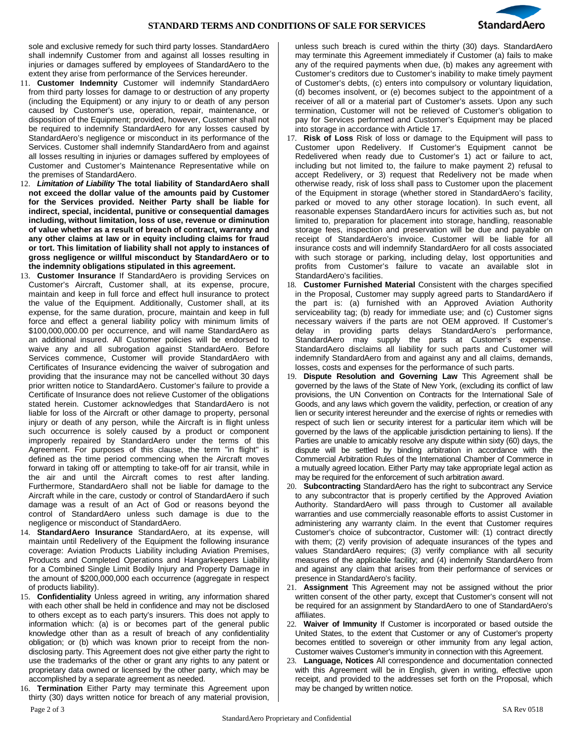sole and exclusive remedy for such third party losses. StandardAero shall indemnify Customer from and against all losses resulting in injuries or damages suffered by employees of StandardAero to the extent they arise from performance of the Services hereunder.

11. **Customer Indemnity** Customer will indemnify StandardAero from third party losses for damage to or destruction of any property (including the Equipment) or any injury to or death of any person caused by Customer's use, operation, repair, maintenance, or disposition of the Equipment; provided, however, Customer shall not be required to indemnify StandardAero for any losses caused by StandardAero's negligence or misconduct in its performance of the Services. Customer shall indemnify StandardAero from and against all losses resulting in injuries or damages suffered by employees of Customer and Customer's Maintenance Representative while on the premises of StandardAero.
12. ***Limitation of Liability*** **The total liability of StandardAero shall not exceed the dollar value of the amounts paid by Customer for the Services provided. Neither Party shall be liable for indirect, special, incidental, punitive or consequential damages including, without limitation, loss of use, revenue or diminution of value whether as a result of breach of contract, warranty and any other claims at law or in equity including claims for fraud or tort. This limitation of liability shall not apply to instances of gross negligence or willful misconduct by StandardAero or to the indemnity obligations stipulated in this agreement.**
13. **Customer Insurance** If StandardAero is providing Services on Customer's Aircraft, Customer shall, at its expense, procure, maintain and keep in full force and effect hull insurance to protect the value of the Equipment. Additionally, Customer shall, at its expense, for the same duration, procure, maintain and keep in full force and effect a general liability policy with minimum limits of $100,000,000.00 per occurrence, and will name StandardAero as an additional insured. All Customer policies will be endorsed to waive any and all subrogation against StandardAero. Before Services commence, Customer will provide StandardAero with Certificates of Insurance evidencing the waiver of subrogation and providing that the insurance may not be cancelled without 30 days prior written notice to StandardAero. Customer's failure to provide a Certificate of Insurance does not relieve Customer of the obligations stated herein. Customer acknowledges that StandardAero is not liable for loss of the Aircraft or other damage to property, personal injury or death of any person, while the Aircraft is in flight unless such occurrence is solely caused by a product or component improperly repaired by StandardAero under the terms of this Agreement. For purposes of this clause, the term "in flight" is defined as the time period commencing when the Aircraft moves forward in taking off or attempting to take-off for air transit, while in the air and until the Aircraft comes to rest after landing. Furthermore, StandardAero shall not be liable for damage to the Aircraft while in the care, custody or control of StandardAero if such damage was a result of an Act of God or reasons beyond the control of StandardAero unless such damage is due to the negligence or misconduct of StandardAero.
14. **StandardAero Insurance** StandardAero, at its expense, will maintain until Redelivery of the Equipment the following insurance coverage: Aviation Products Liability including Aviation Premises, Products and Completed Operations and Hangarkeepers Liability for a Combined Single Limit Bodily Injury and Property Damage in the amount of $200,000,000 each occurrence (aggregate in respect of products liability).
15. **Confidentiality** Unless agreed in writing, any information shared with each other shall be held in confidence and may not be disclosed to others except as to each party's insurers. This does not apply to information which: (a) is or becomes part of the general public knowledge other than as a result of breach of any confidentiality obligation; or (b) which was known prior to receipt from the non-disclosing party. This Agreement does not give either party the right to use the trademarks of the other or grant any rights to any patent or proprietary data owned or licensed by the other party, which may be accomplished by a separate agreement as needed.
16. **Termination** Either Party may terminate this Agreement upon thirty (30) days written notice for breach of any material provision, unless such breach is cured within the thirty (30) days. StandardAero may terminate this Agreement immediately if Customer (a) fails to make any of the required payments when due, (b) makes any agreement with Customer's creditors due to Customer's inability to make timely payment of Customer's debts, (c) enters into compulsory or voluntary liquidation, (d) becomes insolvent, or (e) becomes subject to the appointment of a receiver of all or a material part of Customer's assets. Upon any such termination, Customer will not be relieved of Customer's obligation to pay for Services performed and Customer's Equipment may be placed into storage in accordance with Article 17.
17. **Risk of Loss** Risk of loss or damage to the Equipment will pass to Customer upon Redelivery. If Customer's Equipment cannot be Redelivered when ready due to Customer's 1) act or failure to act, including but not limited to, the failure to make payment 2) refusal to accept Redelivery, or 3) request that Redelivery not be made when otherwise ready, risk of loss shall pass to Customer upon the placement of the Equipment in storage (whether stored in StandardAero's facility, parked or moved to any other storage location). In such event, all reasonable expenses StandardAero incurs for activities such as, but not limited to, preparation for placement into storage, handling, reasonable storage fees, inspection and preservation will be due and payable on receipt of StandardAero's invoice. Customer will be liable for all insurance costs and will indemnify StandardAero for all costs associated with such storage or parking, including delay, lost opportunities and profits from Customer's failure to vacate an available slot in StandardAero's facilities.
18. **Customer Furnished Material** Consistent with the charges specified in the Proposal, Customer may supply agreed parts to StandardAero if the part is: (a) furnished with an Approved Aviation Authority serviceability tag; (b) ready for immediate use; and (c) Customer signs necessary waivers if the parts are not OEM approved. If Customer's delay in providing parts delays StandardAero's performance, StandardAero may supply the parts at Customer's expense. StandardAero disclaims all liability for such parts and Customer will indemnify StandardAero from and against any and all claims, demands, losses, costs and expenses for the performance of such parts.
19. **Dispute Resolution and Governing Law** This Agreement shall be governed by the laws of the State of New York, (excluding its conflict of law provisions, the UN Convention on Contracts for the International Sale of Goods, and any laws which govern the validity, perfection, or creation of any lien or security interest hereunder and the exercise of rights or remedies with respect of such lien or security interest for a particular item which will be governed by the laws of the applicable jurisdiction pertaining to liens). If the Parties are unable to amicably resolve any dispute within sixty (60) days, the dispute will be settled by binding arbitration in accordance with the Commercial Arbitration Rules of the International Chamber of Commerce in a mutually agreed location. Either Party may take appropriate legal action as may be required for the enforcement of such arbitration award.
20. **Subcontracting** StandardAero has the right to subcontract any Service to any subcontractor that is properly certified by the Approved Aviation Authority. StandardAero will pass through to Customer all available warranties and use commercially reasonable efforts to assist Customer in administering any warranty claim. In the event that Customer requires Customer's choice of subcontractor, Customer will: (1) contract directly with them; (2) verify provision of adequate insurances of the types and values StandardAero requires; (3) verify compliance with all security measures of the applicable facility; and (4) indemnify StandardAero from and against any claim that arises from their performance of services or presence in StandardAero's facility.
21. **Assignment** This Agreement may not be assigned without the prior written consent of the other party, except that Customer's consent will not be required for an assignment by StandardAero to one of StandardAero's affiliates.
22. **Waiver of Immunity** If Customer is incorporated or based outside the United States, to the extent that Customer or any of Customer's property becomes entitled to sovereign or other immunity from any legal action, Customer waives Customer's immunity in connection with this Agreement.
23. **Language, Notices** All correspondence and documentation connected with this Agreement will be in English, given in writing, effective upon receipt, and provided to the addresses set forth on the Proposal, which may be changed by written notice.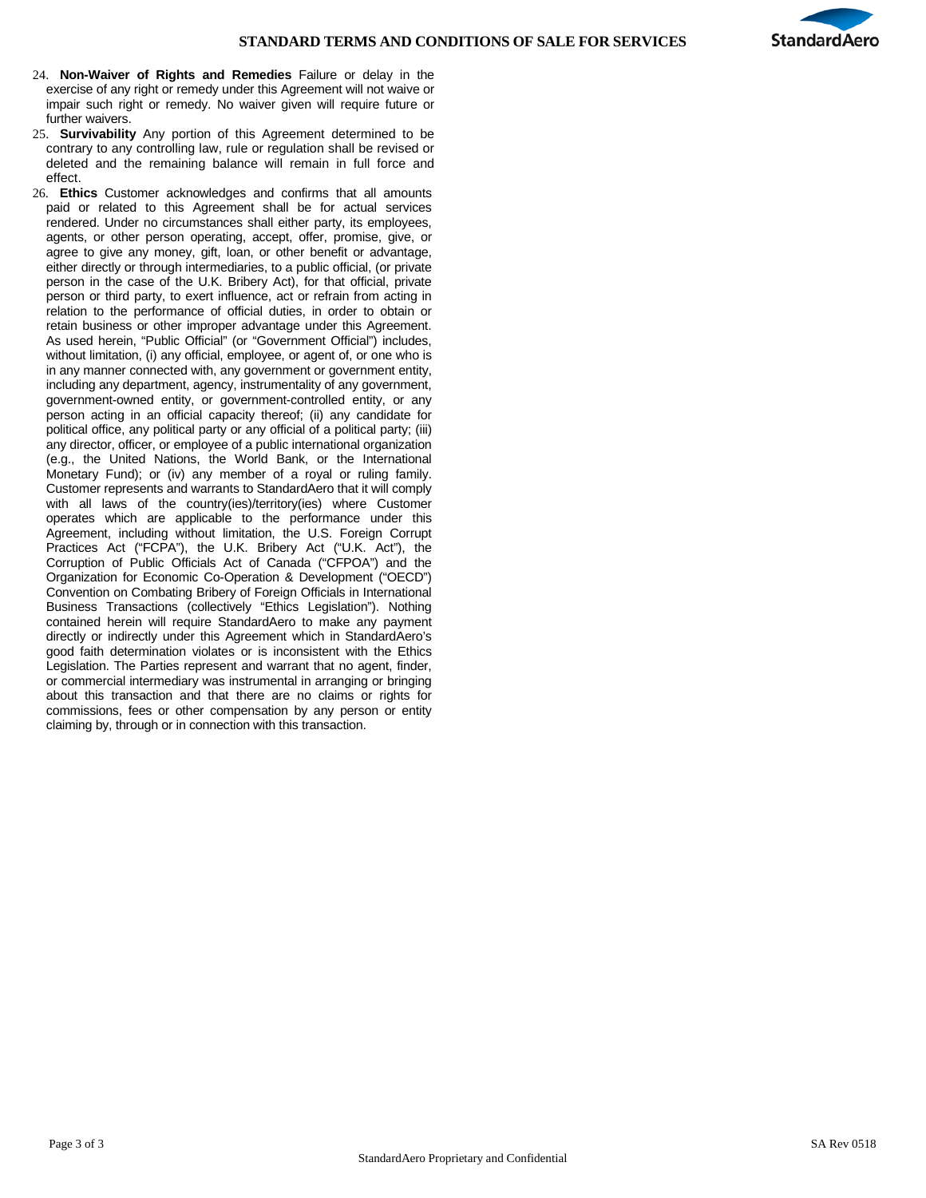24. **Non-Waiver of Rights and Remedies** Failure or delay in the exercise of any right or remedy under this Agreement will not waive or impair such right or remedy. No waiver given will require future or further waivers.
25. **Survivability** Any portion of this Agreement determined to be contrary to any controlling law, rule or regulation shall be revised or deleted and the remaining balance will remain in full force and effect.
26. **Ethics** Customer acknowledges and confirms that all amounts paid or related to this Agreement shall be for actual services rendered. Under no circumstances shall either party, its employees, agents, or other person operating, accept, offer, promise, give, or agree to give any money, gift, loan, or other benefit or advantage, either directly or through intermediaries, to a public official, (or private person in the case of the U.K. Bribery Act), for that official, private person or third party, to exert influence, act or refrain from acting in relation to the performance of official duties, in order to obtain or retain business or other improper advantage under this Agreement. As used herein, "Public Official" (or "Government Official") includes, without limitation, (i) any official, employee, or agent of, or one who is in any manner connected with, any government or government entity, including any department, agency, instrumentality of any government, government-owned entity, or government-controlled entity, or any person acting in an official capacity thereof; (ii) any candidate for political office, any political party or any official of a political party; (iii) any director, officer, or employee of a public international organization (e.g., the United Nations, the World Bank, or the International Monetary Fund); or (iv) any member of a royal or ruling family. Customer represents and warrants to StandardAero that it will comply with all laws of the country(ies)/territory(ies) where Customer operates which are applicable to the performance under this Agreement, including without limitation, the U.S. Foreign Corrupt Practices Act ("FCPA"), the U.K. Bribery Act ("U.K. Act"), the Corruption of Public Officials Act of Canada ("CFPOA") and the Organization for Economic Co-Operation & Development ("OECD") Convention on Combating Bribery of Foreign Officials in International Business Transactions (collectively "Ethics Legislation"). Nothing contained herein will require StandardAero to make any payment directly or indirectly under this Agreement which in StandardAero's good faith determination violates or is inconsistent with the Ethics Legislation. The Parties represent and warrant that no agent, finder, or commercial intermediary was instrumental in arranging or bringing about this transaction and that there are no claims or rights for commissions, fees or other compensation by any person or entity claiming by, through or in connection with this transaction.